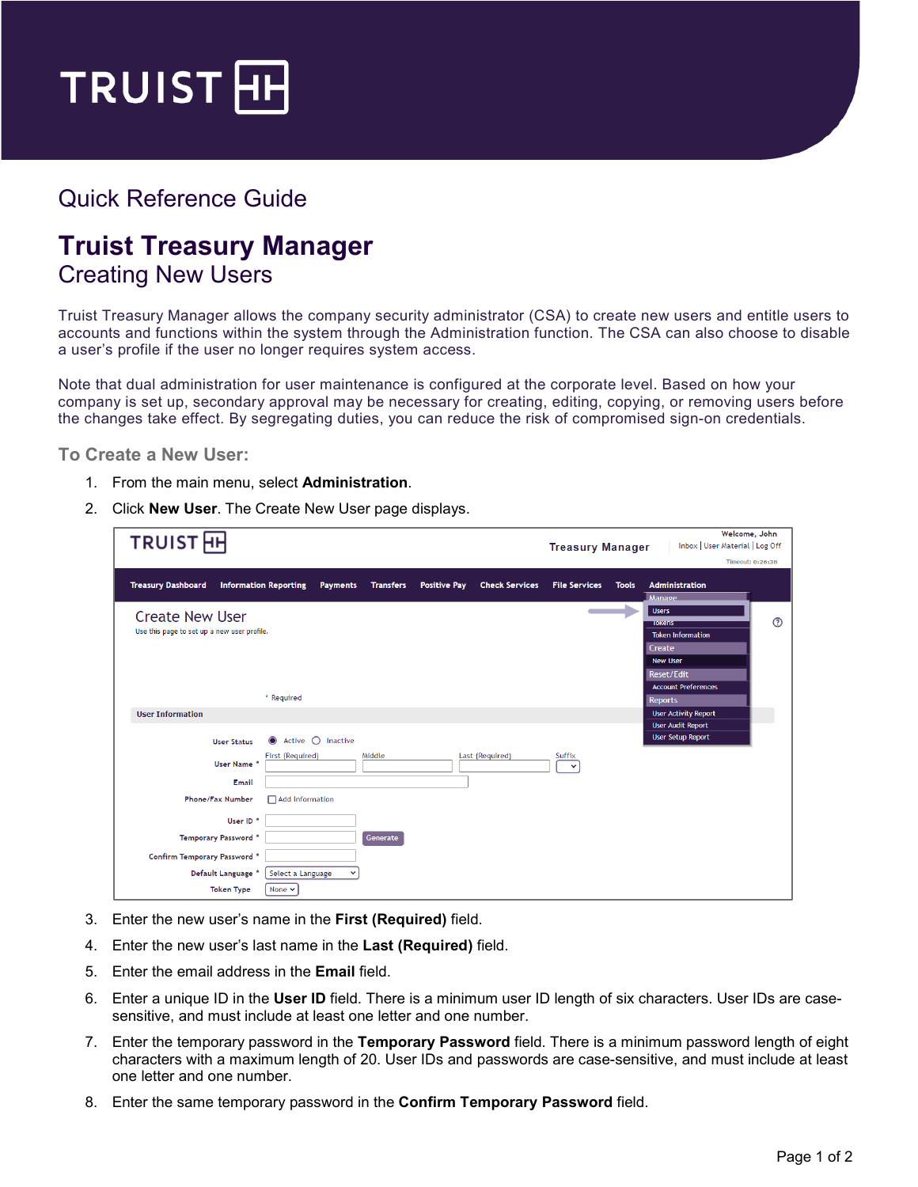# Quick Reference Guide

# Truist Treasury Manager

## Creating New Users

Truist Treasury Manager allows the company security administrator (CSA) to create new users and entitle users to accounts and functions within the system through the Administration function. The CSA can also choose to disable a user's profile if the user no longer requires system access.

Note that dual administration for user maintenance is configured at the corporate level. Based on how your company is set up, secondary approval may be necessary for creating, editing, copying, or removing users before the changes take effect. By segregating duties, you can reduce the risk of compromised sign-on credentials.

### To Create a New User:

1. From the main menu, select **Administration**.
2. Click **New User**. The Create New User page displays.
3. Enter the new user's name in the **First (Required)** field.
4. Enter the new user's last name in the **Last (Required)** field.
5. Enter the email address in the **Email** field.
6. Enter a unique ID in the **User ID** field. There is a minimum user ID length of six characters. User IDs are case-sensitive, and must include at least one letter and one number.
7. Enter the temporary password in the **Temporary Password** field. There is a minimum password length of eight characters with a maximum length of 20. User IDs and passwords are case-sensitive, and must include at least one letter and one number.
8. Enter the same temporary password in the **Confirm Temporary Password** field.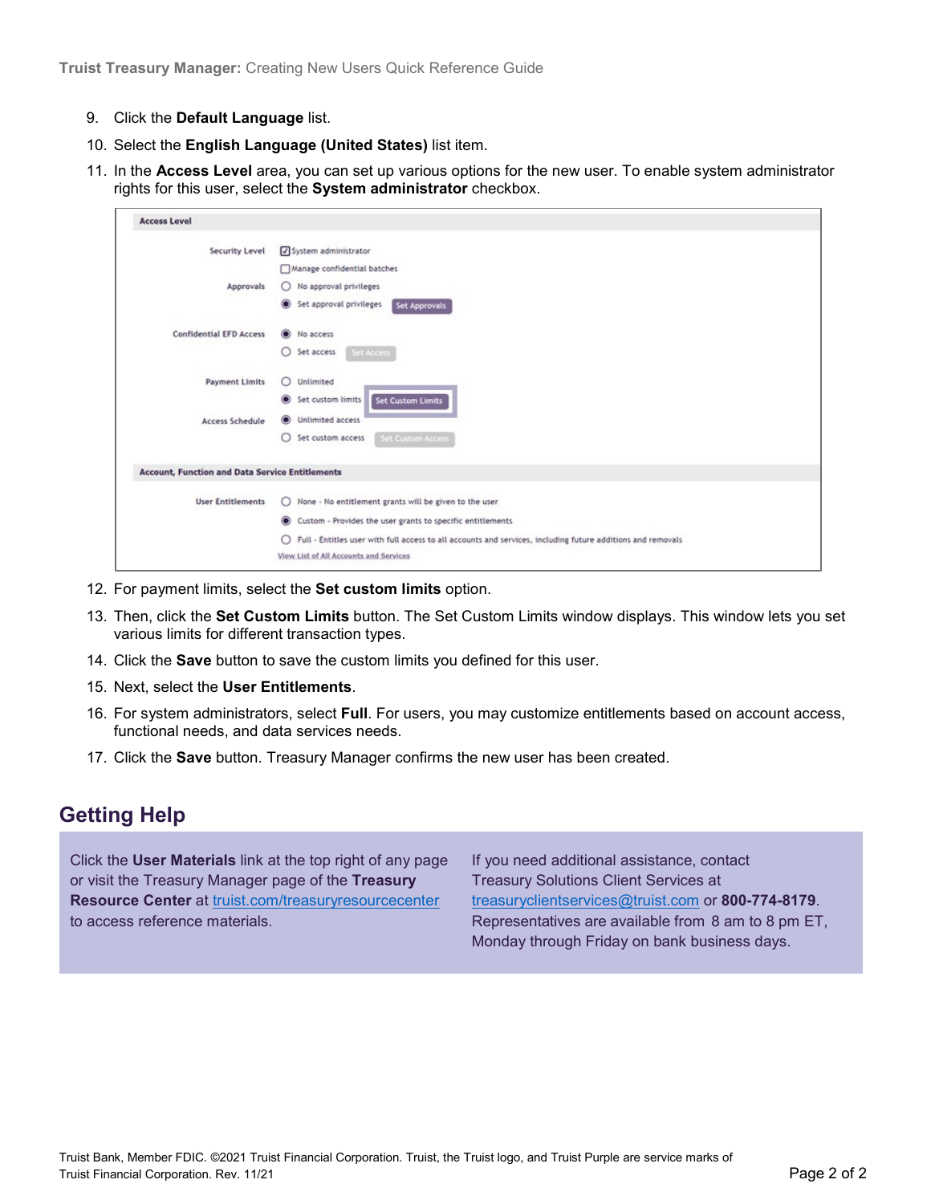9. Click the **Default Language** list.
10. Select the **English Language (United States)** list item.
11. In the **Access Level** area, you can set up various options for the new user. To enable system administrator rights for this user, select the **System administrator** checkbox.

12. For payment limits, select the **Set custom limits** option.
13. Then, click the **Set Custom Limits** button. The Set Custom Limits window displays. This window lets you set various limits for different transaction types.
14. Click the **Save** button to save the custom limits you defined for this user.
15. Next, select the **User Entitlements**.
16. For system administrators, select **Full**. For users, you may customize entitlements based on account access, functional needs, and data services needs.
17. Click the **Save** button. Treasury Manager confirms the new user has been created.

## Getting Help

Click the **User Materials** link at the top right of any page or visit the Treasury Manager page of the **Treasury Resource Center** at truist.com/treasuryresourcecenter to access reference materials.

If you need additional assistance, contact Treasury Solutions Client Services at treasuryclientservices@truist.com or **800-774-8179**. Representatives are available from 8 am to 8 pm ET, Monday through Friday on bank business days.

Truist Bank, Member FDIC. ©2021 Truist Financial Corporation. Truist, the Truist logo, and Truist Purple are service marks of Truist Financial Corporation. Rev. 11/21